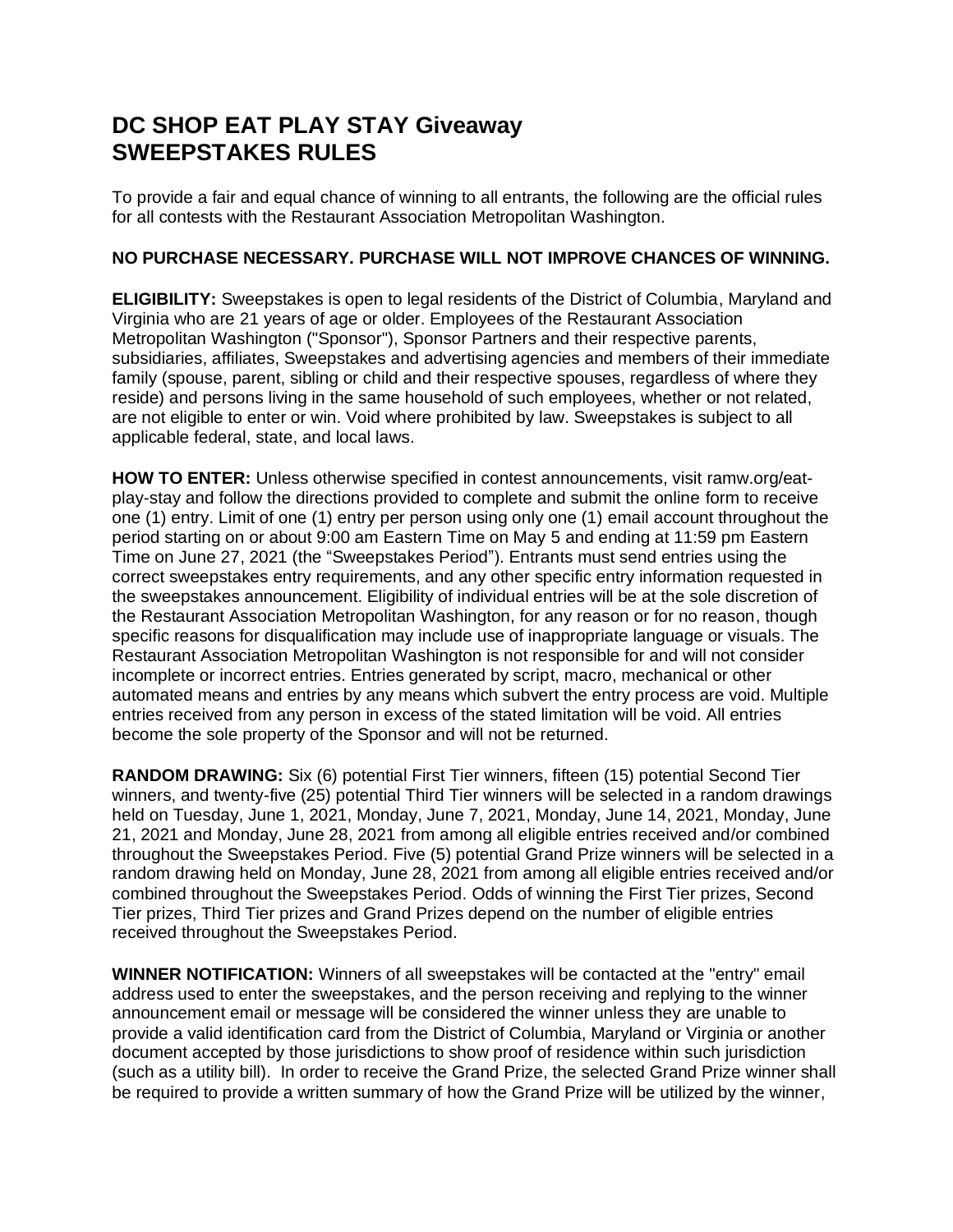# DC SHOP EAT PLAY STAY Giveaway
# SWEEPSTAKES RULES

To provide a fair and equal chance of winning to all entrants, the following are the official rules for all contests with the Restaurant Association Metropolitan Washington.

**NO PURCHASE NECESSARY. PURCHASE WILL NOT IMPROVE CHANCES OF WINNING.**

**ELIGIBILITY:** Sweepstakes is open to legal residents of the District of Columbia, Maryland and Virginia who are 21 years of age or older. Employees of the Restaurant Association Metropolitan Washington ("Sponsor"), Sponsor Partners and their respective parents, subsidiaries, affiliates, Sweepstakes and advertising agencies and members of their immediate family (spouse, parent, sibling or child and their respective spouses, regardless of where they reside) and persons living in the same household of such employees, whether or not related, are not eligible to enter or win. Void where prohibited by law. Sweepstakes is subject to all applicable federal, state, and local laws.

**HOW TO ENTER:** Unless otherwise specified in contest announcements, visit ramw.org/eat-play-stay and follow the directions provided to complete and submit the online form to receive one (1) entry. Limit of one (1) entry per person using only one (1) email account throughout the period starting on or about 9:00 am Eastern Time on May 5 and ending at 11:59 pm Eastern Time on June 27, 2021 (the "Sweepstakes Period"). Entrants must send entries using the correct sweepstakes entry requirements, and any other specific entry information requested in the sweepstakes announcement. Eligibility of individual entries will be at the sole discretion of the Restaurant Association Metropolitan Washington, for any reason or for no reason, though specific reasons for disqualification may include use of inappropriate language or visuals. The Restaurant Association Metropolitan Washington is not responsible for and will not consider incomplete or incorrect entries. Entries generated by script, macro, mechanical or other automated means and entries by any means which subvert the entry process are void. Multiple entries received from any person in excess of the stated limitation will be void. All entries become the sole property of the Sponsor and will not be returned.

**RANDOM DRAWING:** Six (6) potential First Tier winners, fifteen (15) potential Second Tier winners, and twenty-five (25) potential Third Tier winners will be selected in a random drawings held on Tuesday, June 1, 2021, Monday, June 7, 2021, Monday, June 14, 2021, Monday, June 21, 2021 and Monday, June 28, 2021 from among all eligible entries received and/or combined throughout the Sweepstakes Period. Five (5) potential Grand Prize winners will be selected in a random drawing held on Monday, June 28, 2021 from among all eligible entries received and/or combined throughout the Sweepstakes Period. Odds of winning the First Tier prizes, Second Tier prizes, Third Tier prizes and Grand Prizes depend on the number of eligible entries received throughout the Sweepstakes Period.

**WINNER NOTIFICATION:** Winners of all sweepstakes will be contacted at the "entry" email address used to enter the sweepstakes, and the person receiving and replying to the winner announcement email or message will be considered the winner unless they are unable to provide a valid identification card from the District of Columbia, Maryland or Virginia or another document accepted by those jurisdictions to show proof of residence within such jurisdiction (such as a utility bill). In order to receive the Grand Prize, the selected Grand Prize winner shall be required to provide a written summary of how the Grand Prize will be utilized by the winner,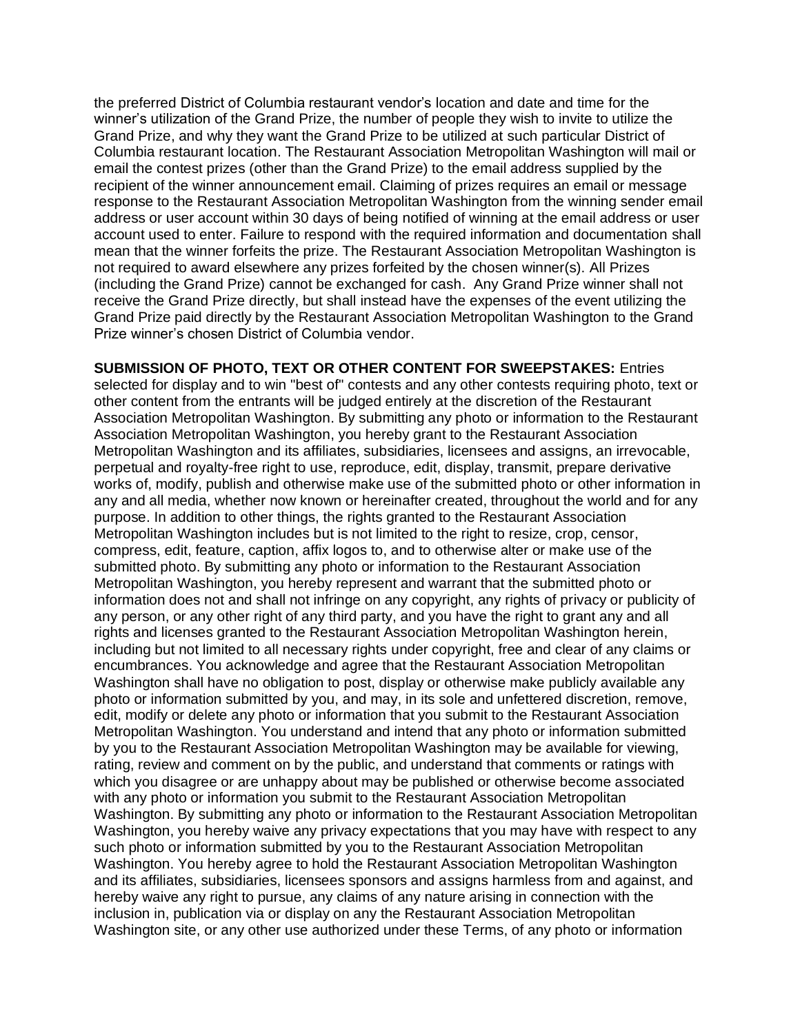the preferred District of Columbia restaurant vendor's location and date and time for the winner's utilization of the Grand Prize, the number of people they wish to invite to utilize the Grand Prize, and why they want the Grand Prize to be utilized at such particular District of Columbia restaurant location. The Restaurant Association Metropolitan Washington will mail or email the contest prizes (other than the Grand Prize) to the email address supplied by the recipient of the winner announcement email. Claiming of prizes requires an email or message response to the Restaurant Association Metropolitan Washington from the winning sender email address or user account within 30 days of being notified of winning at the email address or user account used to enter. Failure to respond with the required information and documentation shall mean that the winner forfeits the prize. The Restaurant Association Metropolitan Washington is not required to award elsewhere any prizes forfeited by the chosen winner(s). All Prizes (including the Grand Prize) cannot be exchanged for cash. Any Grand Prize winner shall not receive the Grand Prize directly, but shall instead have the expenses of the event utilizing the Grand Prize paid directly by the Restaurant Association Metropolitan Washington to the Grand Prize winner's chosen District of Columbia vendor.

**SUBMISSION OF PHOTO, TEXT OR OTHER CONTENT FOR SWEEPSTAKES:** Entries selected for display and to win "best of" contests and any other contests requiring photo, text or other content from the entrants will be judged entirely at the discretion of the Restaurant Association Metropolitan Washington. By submitting any photo or information to the Restaurant Association Metropolitan Washington, you hereby grant to the Restaurant Association Metropolitan Washington and its affiliates, subsidiaries, licensees and assigns, an irrevocable, perpetual and royalty-free right to use, reproduce, edit, display, transmit, prepare derivative works of, modify, publish and otherwise make use of the submitted photo or other information in any and all media, whether now known or hereinafter created, throughout the world and for any purpose. In addition to other things, the rights granted to the Restaurant Association Metropolitan Washington includes but is not limited to the right to resize, crop, censor, compress, edit, feature, caption, affix logos to, and to otherwise alter or make use of the submitted photo. By submitting any photo or information to the Restaurant Association Metropolitan Washington, you hereby represent and warrant that the submitted photo or information does not and shall not infringe on any copyright, any rights of privacy or publicity of any person, or any other right of any third party, and you have the right to grant any and all rights and licenses granted to the Restaurant Association Metropolitan Washington herein, including but not limited to all necessary rights under copyright, free and clear of any claims or encumbrances. You acknowledge and agree that the Restaurant Association Metropolitan Washington shall have no obligation to post, display or otherwise make publicly available any photo or information submitted by you, and may, in its sole and unfettered discretion, remove, edit, modify or delete any photo or information that you submit to the Restaurant Association Metropolitan Washington. You understand and intend that any photo or information submitted by you to the Restaurant Association Metropolitan Washington may be available for viewing, rating, review and comment on by the public, and understand that comments or ratings with which you disagree or are unhappy about may be published or otherwise become associated with any photo or information you submit to the Restaurant Association Metropolitan Washington. By submitting any photo or information to the Restaurant Association Metropolitan Washington, you hereby waive any privacy expectations that you may have with respect to any such photo or information submitted by you to the Restaurant Association Metropolitan Washington. You hereby agree to hold the Restaurant Association Metropolitan Washington and its affiliates, subsidiaries, licensees sponsors and assigns harmless from and against, and hereby waive any right to pursue, any claims of any nature arising in connection with the inclusion in, publication via or display on any the Restaurant Association Metropolitan Washington site, or any other use authorized under these Terms, of any photo or information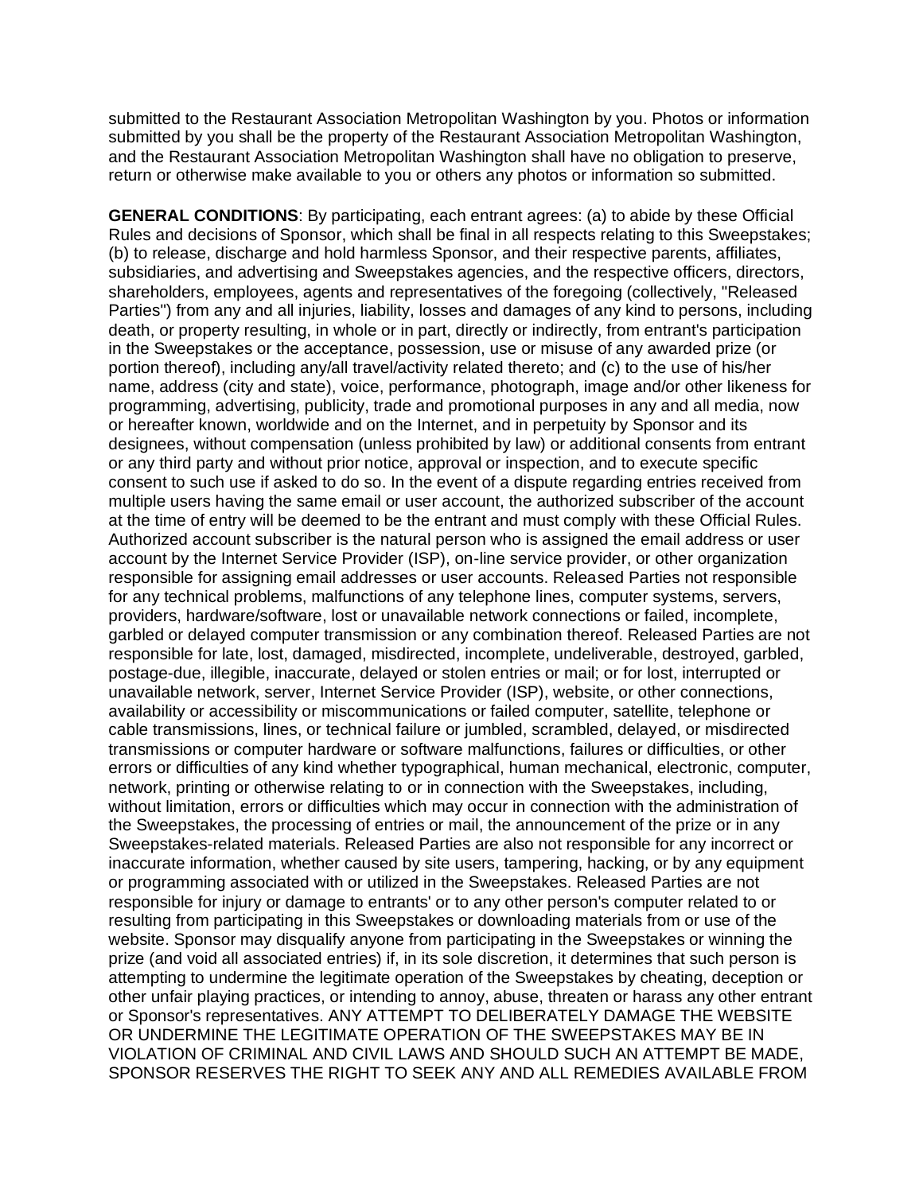submitted to the Restaurant Association Metropolitan Washington by you. Photos or information submitted by you shall be the property of the Restaurant Association Metropolitan Washington, and the Restaurant Association Metropolitan Washington shall have no obligation to preserve, return or otherwise make available to you or others any photos or information so submitted.

**GENERAL CONDITIONS**: By participating, each entrant agrees: (a) to abide by these Official Rules and decisions of Sponsor, which shall be final in all respects relating to this Sweepstakes; (b) to release, discharge and hold harmless Sponsor, and their respective parents, affiliates, subsidiaries, and advertising and Sweepstakes agencies, and the respective officers, directors, shareholders, employees, agents and representatives of the foregoing (collectively, "Released Parties") from any and all injuries, liability, losses and damages of any kind to persons, including death, or property resulting, in whole or in part, directly or indirectly, from entrant's participation in the Sweepstakes or the acceptance, possession, use or misuse of any awarded prize (or portion thereof), including any/all travel/activity related thereto; and (c) to the use of his/her name, address (city and state), voice, performance, photograph, image and/or other likeness for programming, advertising, publicity, trade and promotional purposes in any and all media, now or hereafter known, worldwide and on the Internet, and in perpetuity by Sponsor and its designees, without compensation (unless prohibited by law) or additional consents from entrant or any third party and without prior notice, approval or inspection, and to execute specific consent to such use if asked to do so. In the event of a dispute regarding entries received from multiple users having the same email or user account, the authorized subscriber of the account at the time of entry will be deemed to be the entrant and must comply with these Official Rules. Authorized account subscriber is the natural person who is assigned the email address or user account by the Internet Service Provider (ISP), on-line service provider, or other organization responsible for assigning email addresses or user accounts. Released Parties not responsible for any technical problems, malfunctions of any telephone lines, computer systems, servers, providers, hardware/software, lost or unavailable network connections or failed, incomplete, garbled or delayed computer transmission or any combination thereof. Released Parties are not responsible for late, lost, damaged, misdirected, incomplete, undeliverable, destroyed, garbled, postage-due, illegible, inaccurate, delayed or stolen entries or mail; or for lost, interrupted or unavailable network, server, Internet Service Provider (ISP), website, or other connections, availability or accessibility or miscommunications or failed computer, satellite, telephone or cable transmissions, lines, or technical failure or jumbled, scrambled, delayed, or misdirected transmissions or computer hardware or software malfunctions, failures or difficulties, or other errors or difficulties of any kind whether typographical, human mechanical, electronic, computer, network, printing or otherwise relating to or in connection with the Sweepstakes, including, without limitation, errors or difficulties which may occur in connection with the administration of the Sweepstakes, the processing of entries or mail, the announcement of the prize or in any Sweepstakes-related materials. Released Parties are also not responsible for any incorrect or inaccurate information, whether caused by site users, tampering, hacking, or by any equipment or programming associated with or utilized in the Sweepstakes. Released Parties are not responsible for injury or damage to entrants' or to any other person's computer related to or resulting from participating in this Sweepstakes or downloading materials from or use of the website. Sponsor may disqualify anyone from participating in the Sweepstakes or winning the prize (and void all associated entries) if, in its sole discretion, it determines that such person is attempting to undermine the legitimate operation of the Sweepstakes by cheating, deception or other unfair playing practices, or intending to annoy, abuse, threaten or harass any other entrant or Sponsor's representatives. ANY ATTEMPT TO DELIBERATELY DAMAGE THE WEBSITE OR UNDERMINE THE LEGITIMATE OPERATION OF THE SWEEPSTAKES MAY BE IN VIOLATION OF CRIMINAL AND CIVIL LAWS AND SHOULD SUCH AN ATTEMPT BE MADE, SPONSOR RESERVES THE RIGHT TO SEEK ANY AND ALL REMEDIES AVAILABLE FROM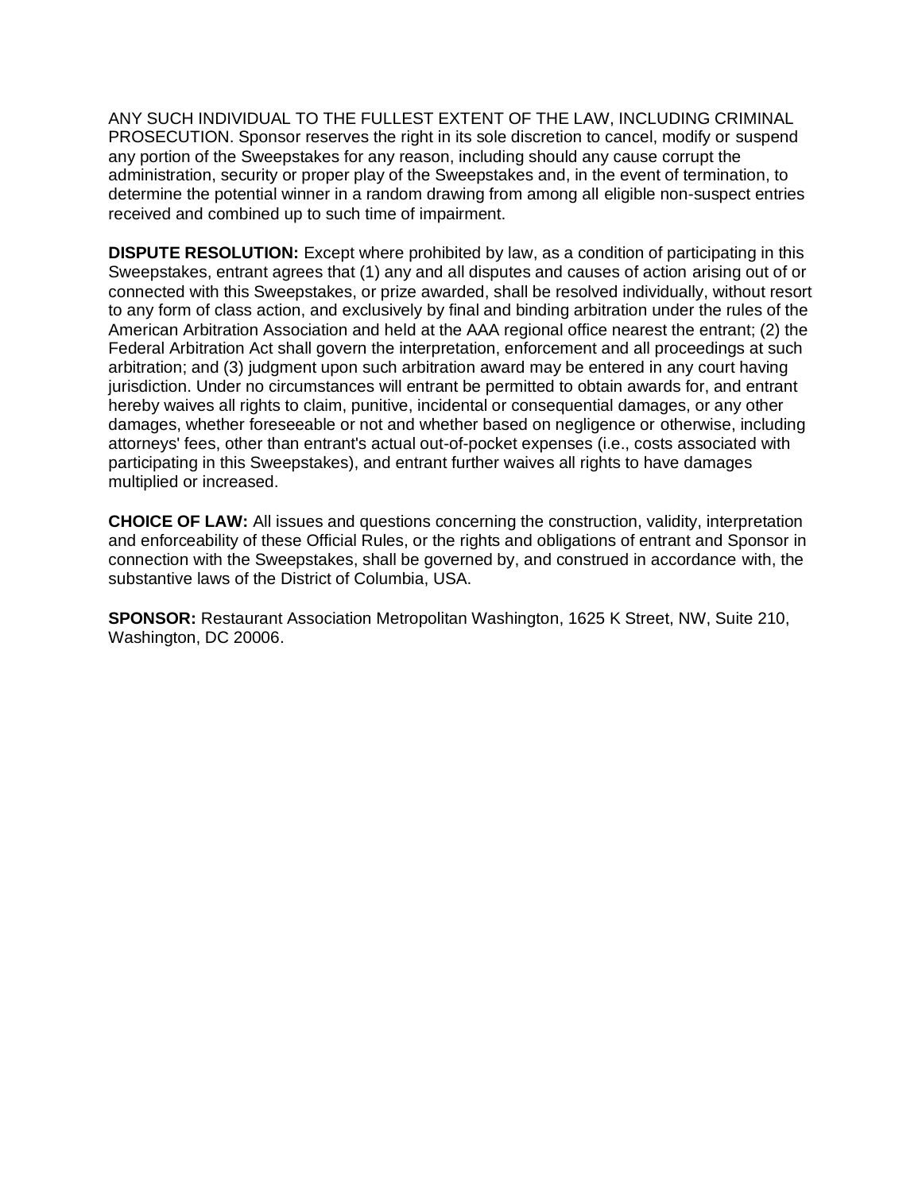ANY SUCH INDIVIDUAL TO THE FULLEST EXTENT OF THE LAW, INCLUDING CRIMINAL PROSECUTION. Sponsor reserves the right in its sole discretion to cancel, modify or suspend any portion of the Sweepstakes for any reason, including should any cause corrupt the administration, security or proper play of the Sweepstakes and, in the event of termination, to determine the potential winner in a random drawing from among all eligible non-suspect entries received and combined up to such time of impairment.

**DISPUTE RESOLUTION:** Except where prohibited by law, as a condition of participating in this Sweepstakes, entrant agrees that (1) any and all disputes and causes of action arising out of or connected with this Sweepstakes, or prize awarded, shall be resolved individually, without resort to any form of class action, and exclusively by final and binding arbitration under the rules of the American Arbitration Association and held at the AAA regional office nearest the entrant; (2) the Federal Arbitration Act shall govern the interpretation, enforcement and all proceedings at such arbitration; and (3) judgment upon such arbitration award may be entered in any court having jurisdiction. Under no circumstances will entrant be permitted to obtain awards for, and entrant hereby waives all rights to claim, punitive, incidental or consequential damages, or any other damages, whether foreseeable or not and whether based on negligence or otherwise, including attorneys' fees, other than entrant's actual out-of-pocket expenses (i.e., costs associated with participating in this Sweepstakes), and entrant further waives all rights to have damages multiplied or increased.

**CHOICE OF LAW:** All issues and questions concerning the construction, validity, interpretation and enforceability of these Official Rules, or the rights and obligations of entrant and Sponsor in connection with the Sweepstakes, shall be governed by, and construed in accordance with, the substantive laws of the District of Columbia, USA.

**SPONSOR:** Restaurant Association Metropolitan Washington, 1625 K Street, NW, Suite 210, Washington, DC 20006.